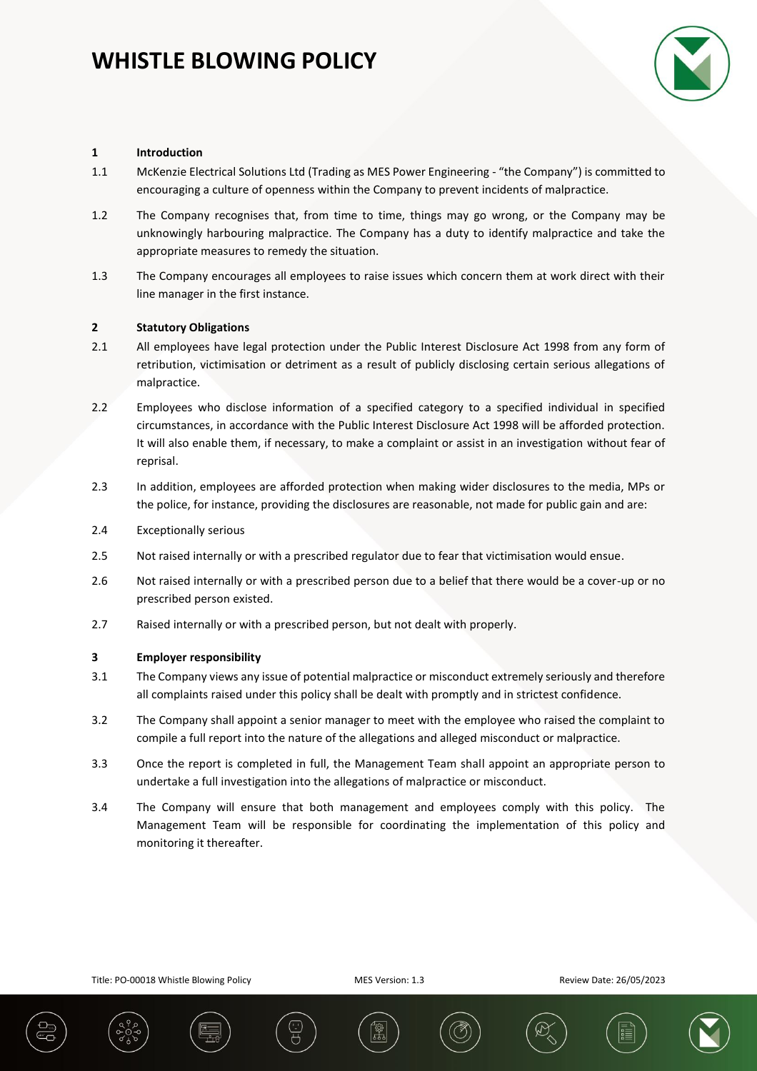# WHISTLE BLOWING POLICY

**1 Introduction**

1.1 McKenzie Electrical Solutions Ltd (Trading as MES Power Engineering - "the Company") is committed to encouraging a culture of openness within the Company to prevent incidents of malpractice.

1.2 The Company recognises that, from time to time, things may go wrong, or the Company may be unknowingly harbouring malpractice. The Company has a duty to identify malpractice and take the appropriate measures to remedy the situation.

1.3 The Company encourages all employees to raise issues which concern them at work direct with their line manager in the first instance.

**2 Statutory Obligations**

2.1 All employees have legal protection under the Public Interest Disclosure Act 1998 from any form of retribution, victimisation or detriment as a result of publicly disclosing certain serious allegations of malpractice.

2.2 Employees who disclose information of a specified category to a specified individual in specified circumstances, in accordance with the Public Interest Disclosure Act 1998 will be afforded protection. It will also enable them, if necessary, to make a complaint or assist in an investigation without fear of reprisal.

2.3 In addition, employees are afforded protection when making wider disclosures to the media, MPs or the police, for instance, providing the disclosures are reasonable, not made for public gain and are:

2.4 Exceptionally serious

2.5 Not raised internally or with a prescribed regulator due to fear that victimisation would ensue.

2.6 Not raised internally or with a prescribed person due to a belief that there would be a cover-up or no prescribed person existed.

2.7 Raised internally or with a prescribed person, but not dealt with properly.

**3 Employer responsibility**

3.1 The Company views any issue of potential malpractice or misconduct extremely seriously and therefore all complaints raised under this policy shall be dealt with promptly and in strictest confidence.

3.2 The Company shall appoint a senior manager to meet with the employee who raised the complaint to compile a full report into the nature of the allegations and alleged misconduct or malpractice.

3.3 Once the report is completed in full, the Management Team shall appoint an appropriate person to undertake a full investigation into the allegations of malpractice or misconduct.

3.4 The Company will ensure that both management and employees comply with this policy. The Management Team will be responsible for coordinating the implementation of this policy and monitoring it thereafter.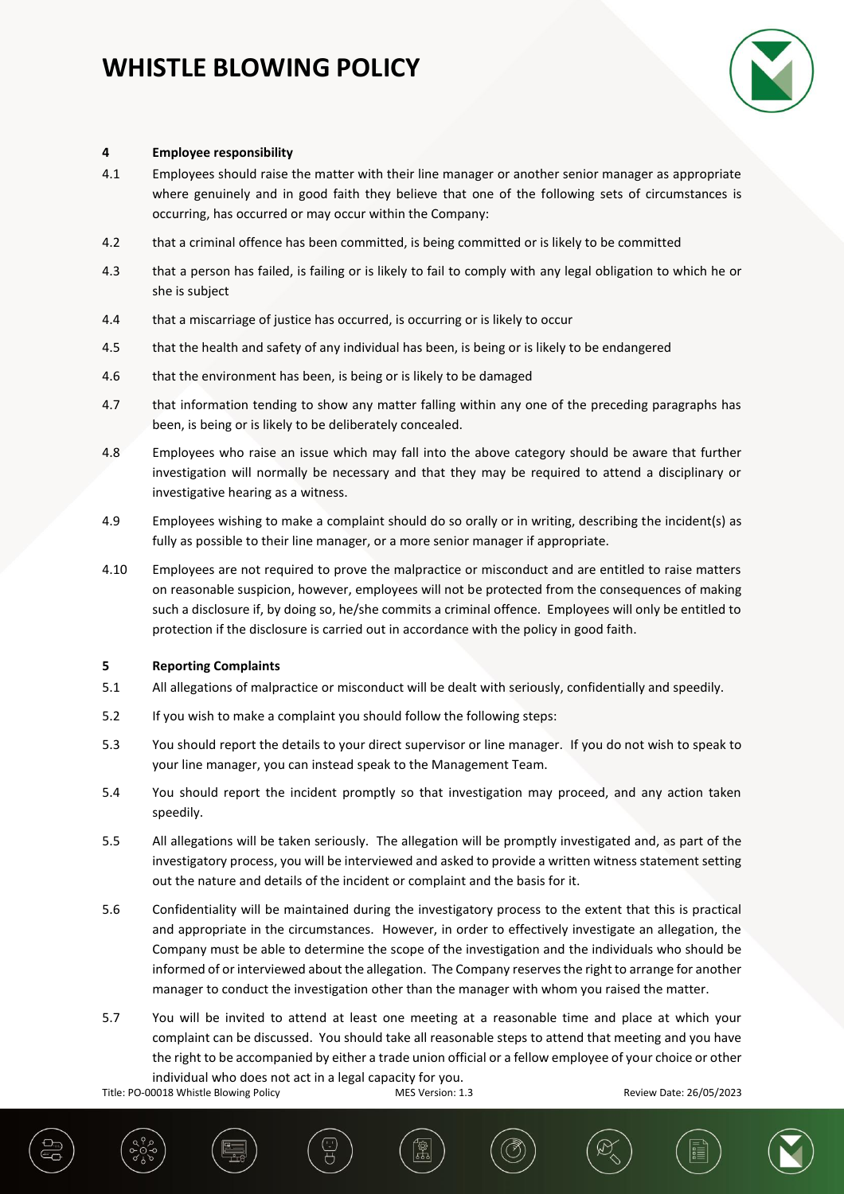### 4 Employee responsibility

4.1 Employees should raise the matter with their line manager or another senior manager as appropriate where genuinely and in good faith they believe that one of the following sets of circumstances is occurring, has occurred or may occur within the Company:

4.2 that a criminal offence has been committed, is being committed or is likely to be committed

4.3 that a person has failed, is failing or is likely to fail to comply with any legal obligation to which he or she is subject

4.4 that a miscarriage of justice has occurred, is occurring or is likely to occur

4.5 that the health and safety of any individual has been, is being or is likely to be endangered

4.6 that the environment has been, is being or is likely to be damaged

4.7 that information tending to show any matter falling within any one of the preceding paragraphs has been, is being or is likely to be deliberately concealed.

4.8 Employees who raise an issue which may fall into the above category should be aware that further investigation will normally be necessary and that they may be required to attend a disciplinary or investigative hearing as a witness.

4.9 Employees wishing to make a complaint should do so orally or in writing, describing the incident(s) as fully as possible to their line manager, or a more senior manager if appropriate.

4.10 Employees are not required to prove the malpractice or misconduct and are entitled to raise matters on reasonable suspicion, however, employees will not be protected from the consequences of making such a disclosure if, by doing so, he/she commits a criminal offence. Employees will only be entitled to protection if the disclosure is carried out in accordance with the policy in good faith.

### 5 Reporting Complaints

5.1 All allegations of malpractice or misconduct will be dealt with seriously, confidentially and speedily.

5.2 If you wish to make a complaint you should follow the following steps:

5.3 You should report the details to your direct supervisor or line manager. If you do not wish to speak to your line manager, you can instead speak to the Management Team.

5.4 You should report the incident promptly so that investigation may proceed, and any action taken speedily.

5.5 All allegations will be taken seriously. The allegation will be promptly investigated and, as part of the investigatory process, you will be interviewed and asked to provide a written witness statement setting out the nature and details of the incident or complaint and the basis for it.

5.6 Confidentiality will be maintained during the investigatory process to the extent that this is practical and appropriate in the circumstances. However, in order to effectively investigate an allegation, the Company must be able to determine the scope of the investigation and the individuals who should be informed of or interviewed about the allegation. The Company reserves the right to arrange for another manager to conduct the investigation other than the manager with whom you raised the matter.

5.7 You will be invited to attend at least one meeting at a reasonable time and place at which your complaint can be discussed. You should take all reasonable steps to attend that meeting and you have the right to be accompanied by either a trade union official or a fellow employee of your choice or other individual who does not act in a legal capacity for you.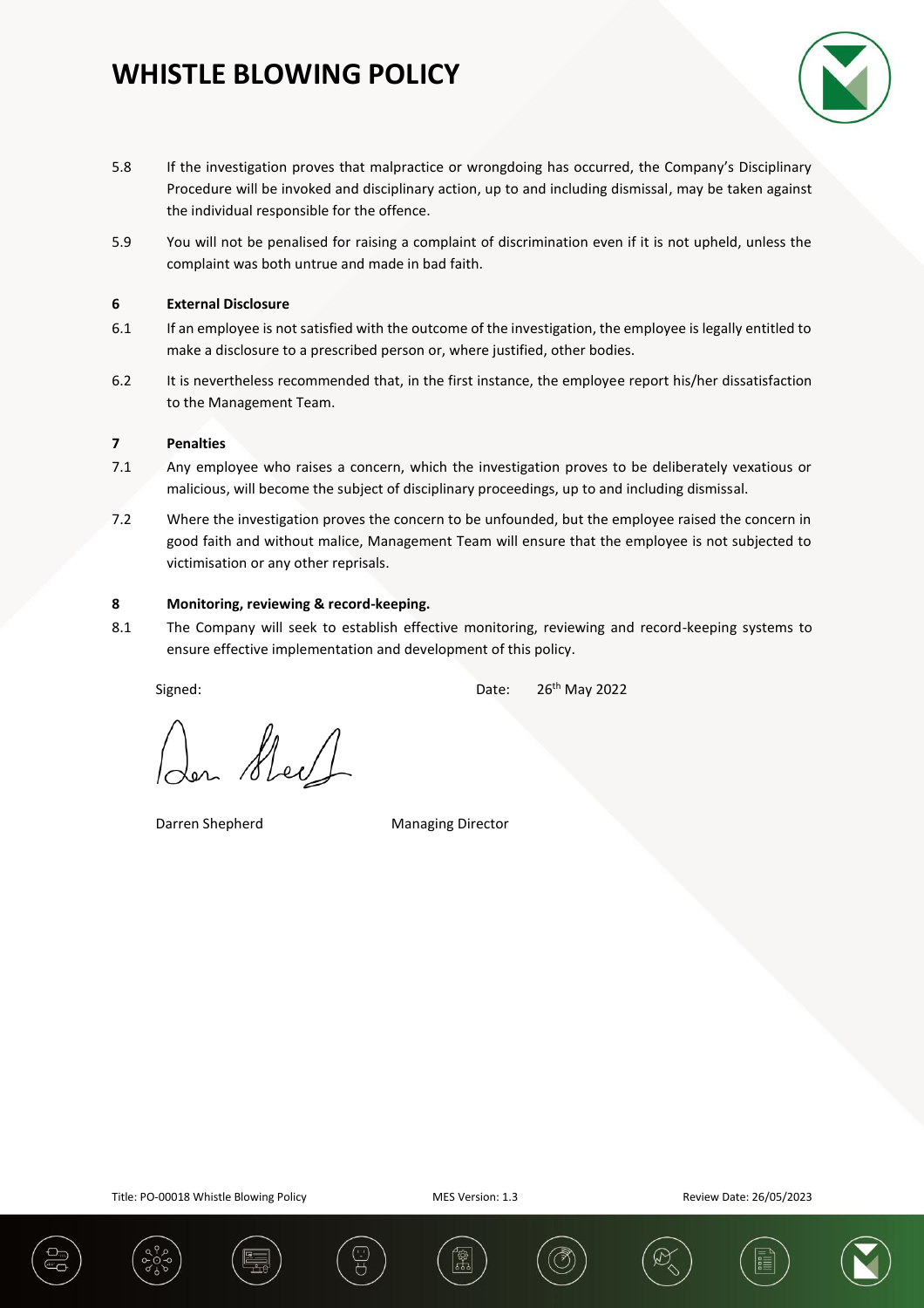5.8 If the investigation proves that malpractice or wrongdoing has occurred, the Company's Disciplinary Procedure will be invoked and disciplinary action, up to and including dismissal, may be taken against the individual responsible for the offence.

5.9 You will not be penalised for raising a complaint of discrimination even if it is not upheld, unless the complaint was both untrue and made in bad faith.

## 6 External Disclosure

6.1 If an employee is not satisfied with the outcome of the investigation, the employee is legally entitled to make a disclosure to a prescribed person or, where justified, other bodies.

6.2 It is nevertheless recommended that, in the first instance, the employee report his/her dissatisfaction to the Management Team.

## 7 Penalties

7.1 Any employee who raises a concern, which the investigation proves to be deliberately vexatious or malicious, will become the subject of disciplinary proceedings, up to and including dismissal.

7.2 Where the investigation proves the concern to be unfounded, but the employee raised the concern in good faith and without malice, Management Team will ensure that the employee is not subjected to victimisation or any other reprisals.

## 8 Monitoring, reviewing & record-keeping.

8.1 The Company will seek to establish effective monitoring, reviewing and record-keeping systems to ensure effective implementation and development of this policy.

Signed: Date: 26th May 2022

Darren Shepherd Managing Director